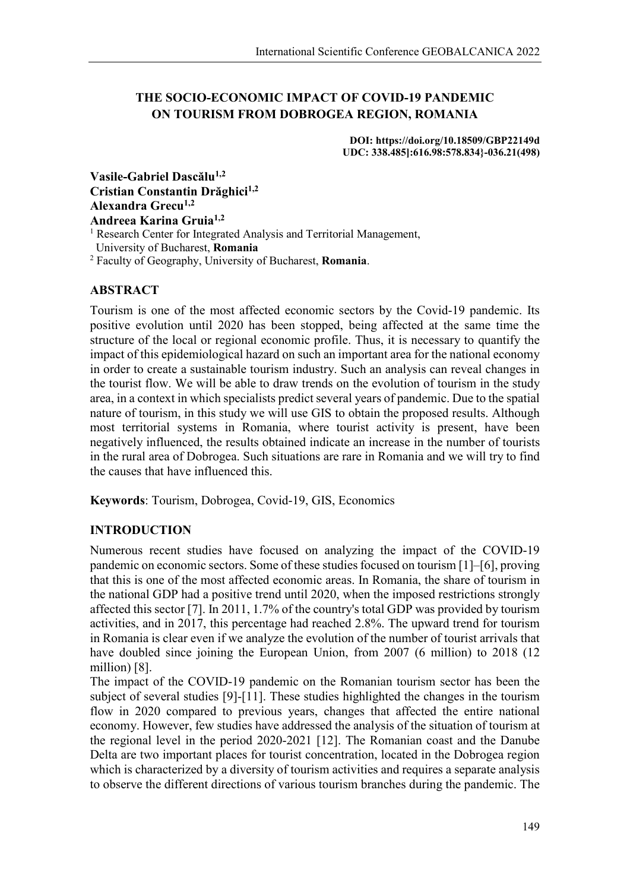# THE SOCIO-ECONOMIC IMPACT OF COVID-19 PANDEMIC ON TOURISM FROM DOBROGEA REGION, ROMANIA

**DOI: https://doi.org/10.18509/GBP22149d**
**UDC: 338.485]:616.98:578.834}-036.21(498)**

**Vasile-Gabriel Dascălu[1,2]**
**Cristian Constantin Drăghici[1,2]**
**Alexandra Grecu[1,2]**
**Andreea Karina Gruia[1,2]**

[1] Research Center for Integrated Analysis and Territorial Management, University of Bucharest, **Romania**
[2] Faculty of Geography, University of Bucharest, **Romania**.

## ABSTRACT

Tourism is one of the most affected economic sectors by the Covid-19 pandemic. Its positive evolution until 2020 has been stopped, being affected at the same time the structure of the local or regional economic profile. Thus, it is necessary to quantify the impact of this epidemiological hazard on such an important area for the national economy in order to create a sustainable tourism industry. Such an analysis can reveal changes in the tourist flow. We will be able to draw trends on the evolution of tourism in the study area, in a context in which specialists predict several years of pandemic. Due to the spatial nature of tourism, in this study we will use GIS to obtain the proposed results. Although most territorial systems in Romania, where tourist activity is present, have been negatively influenced, the results obtained indicate an increase in the number of tourists in the rural area of Dobrogea. Such situations are rare in Romania and we will try to find the causes that have influenced this.

**Keywords**: Tourism, Dobrogea, Covid-19, GIS, Economics

## INTRODUCTION

Numerous recent studies have focused on analyzing the impact of the COVID-19 pandemic on economic sectors. Some of these studies focused on tourism [1]–[6], proving that this is one of the most affected economic areas. In Romania, the share of tourism in the national GDP had a positive trend until 2020, when the imposed restrictions strongly affected this sector [7]. In 2011, 1.7% of the country's total GDP was provided by tourism activities, and in 2017, this percentage had reached 2.8%. The upward trend for tourism in Romania is clear even if we analyze the evolution of the number of tourist arrivals that have doubled since joining the European Union, from 2007 (6 million) to 2018 (12 million) [8].

The impact of the COVID-19 pandemic on the Romanian tourism sector has been the subject of several studies [9]-[11]. These studies highlighted the changes in the tourism flow in 2020 compared to previous years, changes that affected the entire national economy. However, few studies have addressed the analysis of the situation of tourism at the regional level in the period 2020-2021 [12]. The Romanian coast and the Danube Delta are two important places for tourist concentration, located in the Dobrogea region which is characterized by a diversity of tourism activities and requires a separate analysis to observe the different directions of various tourism branches during the pandemic. The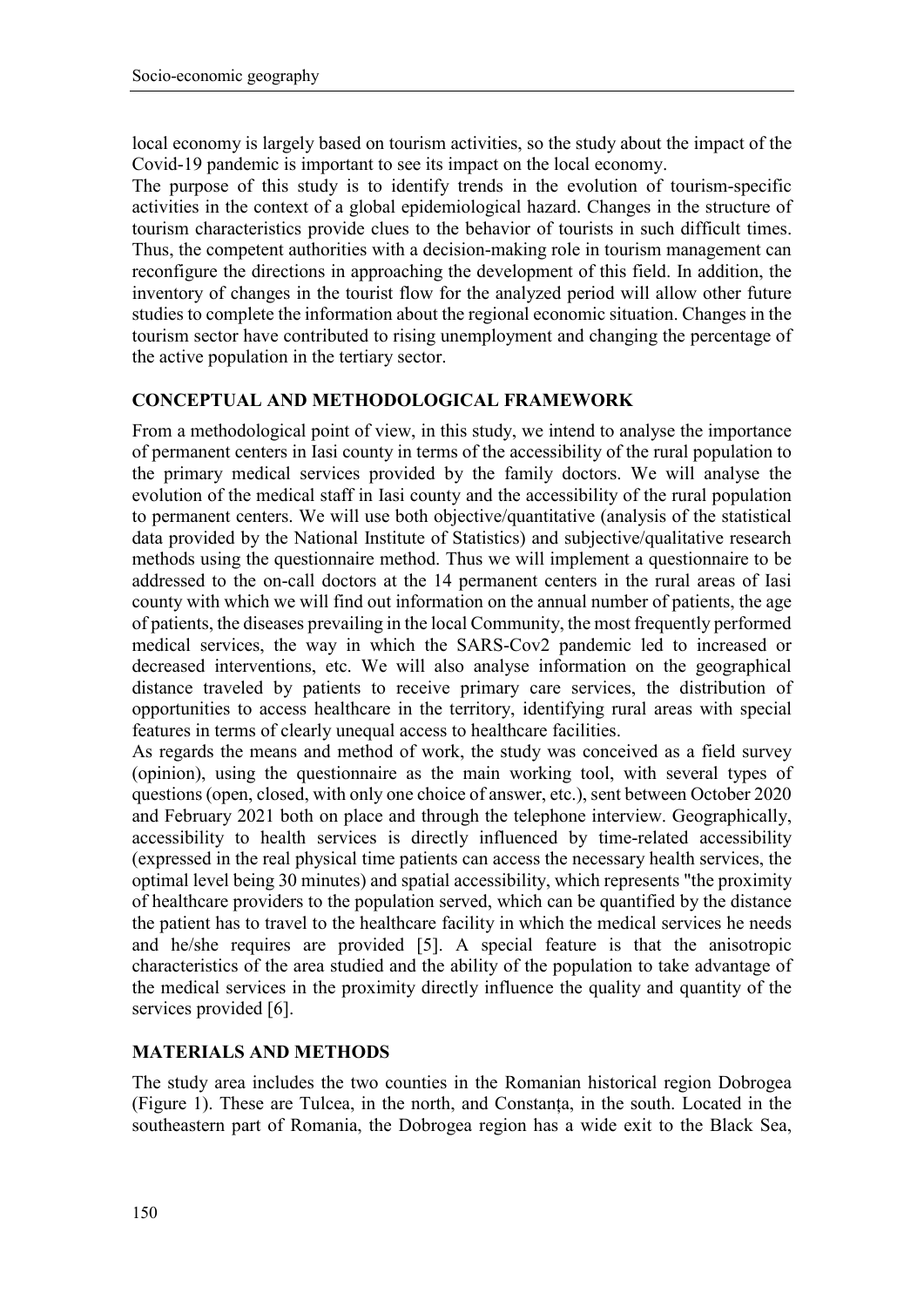local economy is largely based on tourism activities, so the study about the impact of the Covid-19 pandemic is important to see its impact on the local economy.

The purpose of this study is to identify trends in the evolution of tourism-specific activities in the context of a global epidemiological hazard. Changes in the structure of tourism characteristics provide clues to the behavior of tourists in such difficult times. Thus, the competent authorities with a decision-making role in tourism management can reconfigure the directions in approaching the development of this field. In addition, the inventory of changes in the tourist flow for the analyzed period will allow other future studies to complete the information about the regional economic situation. Changes in the tourism sector have contributed to rising unemployment and changing the percentage of the active population in the tertiary sector.

## CONCEPTUAL AND METHODOLOGICAL FRAMEWORK

From a methodological point of view, in this study, we intend to analyse the importance of permanent centers in Iasi county in terms of the accessibility of the rural population to the primary medical services provided by the family doctors. We will analyse the evolution of the medical staff in Iasi county and the accessibility of the rural population to permanent centers. We will use both objective/quantitative (analysis of the statistical data provided by the National Institute of Statistics) and subjective/qualitative research methods using the questionnaire method. Thus we will implement a questionnaire to be addressed to the on-call doctors at the 14 permanent centers in the rural areas of Iasi county with which we will find out information on the annual number of patients, the age of patients, the diseases prevailing in the local Community, the most frequently performed medical services, the way in which the SARS-Cov2 pandemic led to increased or decreased interventions, etc. We will also analyse information on the geographical distance traveled by patients to receive primary care services, the distribution of opportunities to access healthcare in the territory, identifying rural areas with special features in terms of clearly unequal access to healthcare facilities.

As regards the means and method of work, the study was conceived as a field survey (opinion), using the questionnaire as the main working tool, with several types of questions (open, closed, with only one choice of answer, etc.), sent between October 2020 and February 2021 both on place and through the telephone interview. Geographically, accessibility to health services is directly influenced by time-related accessibility (expressed in the real physical time patients can access the necessary health services, the optimal level being 30 minutes) and spatial accessibility, which represents "the proximity of healthcare providers to the population served, which can be quantified by the distance the patient has to travel to the healthcare facility in which the medical services he needs and he/she requires are provided [5]. A special feature is that the anisotropic characteristics of the area studied and the ability of the population to take advantage of the medical services in the proximity directly influence the quality and quantity of the services provided [6].

## MATERIALS AND METHODS

The study area includes the two counties in the Romanian historical region Dobrogea (Figure 1). These are Tulcea, in the north, and Constanța, in the south. Located in the southeastern part of Romania, the Dobrogea region has a wide exit to the Black Sea,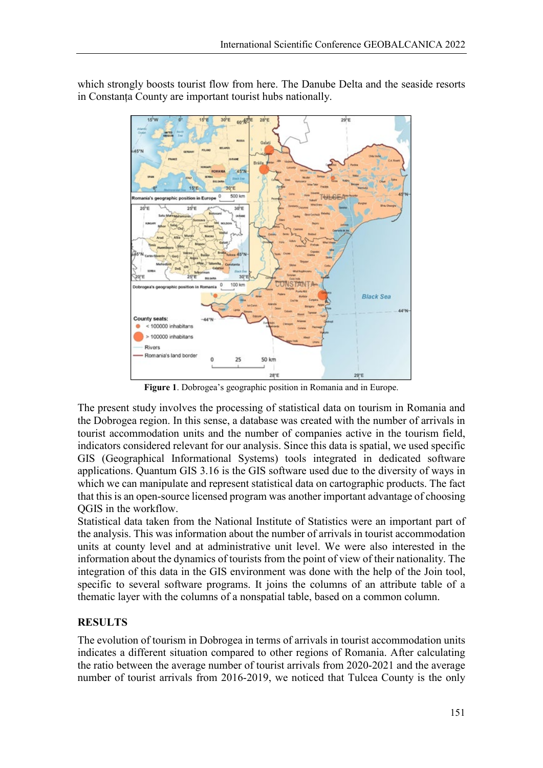which strongly boosts tourist flow from here. The Danube Delta and the seaside resorts in Constanța County are important tourist hubs nationally.

**Figure 1**. Dobrogea's geographic position in Romania and in Europe.

The present study involves the processing of statistical data on tourism in Romania and the Dobrogea region. In this sense, a database was created with the number of arrivals in tourist accommodation units and the number of companies active in the tourism field, indicators considered relevant for our analysis. Since this data is spatial, we used specific GIS (Geographical Informational Systems) tools integrated in dedicated software applications. Quantum GIS 3.16 is the GIS software used due to the diversity of ways in which we can manipulate and represent statistical data on cartographic products. The fact that this is an open-source licensed program was another important advantage of choosing QGIS in the workflow.

Statistical data taken from the National Institute of Statistics were an important part of the analysis. This was information about the number of arrivals in tourist accommodation units at county level and at administrative unit level. We were also interested in the information about the dynamics of tourists from the point of view of their nationality. The integration of this data in the GIS environment was done with the help of the Join tool, specific to several software programs. It joins the columns of an attribute table of a thematic layer with the columns of a nonspatial table, based on a common column.

## RESULTS

The evolution of tourism in Dobrogea in terms of arrivals in tourist accommodation units indicates a different situation compared to other regions of Romania. After calculating the ratio between the average number of tourist arrivals from 2020-2021 and the average number of tourist arrivals from 2016-2019, we noticed that Tulcea County is the only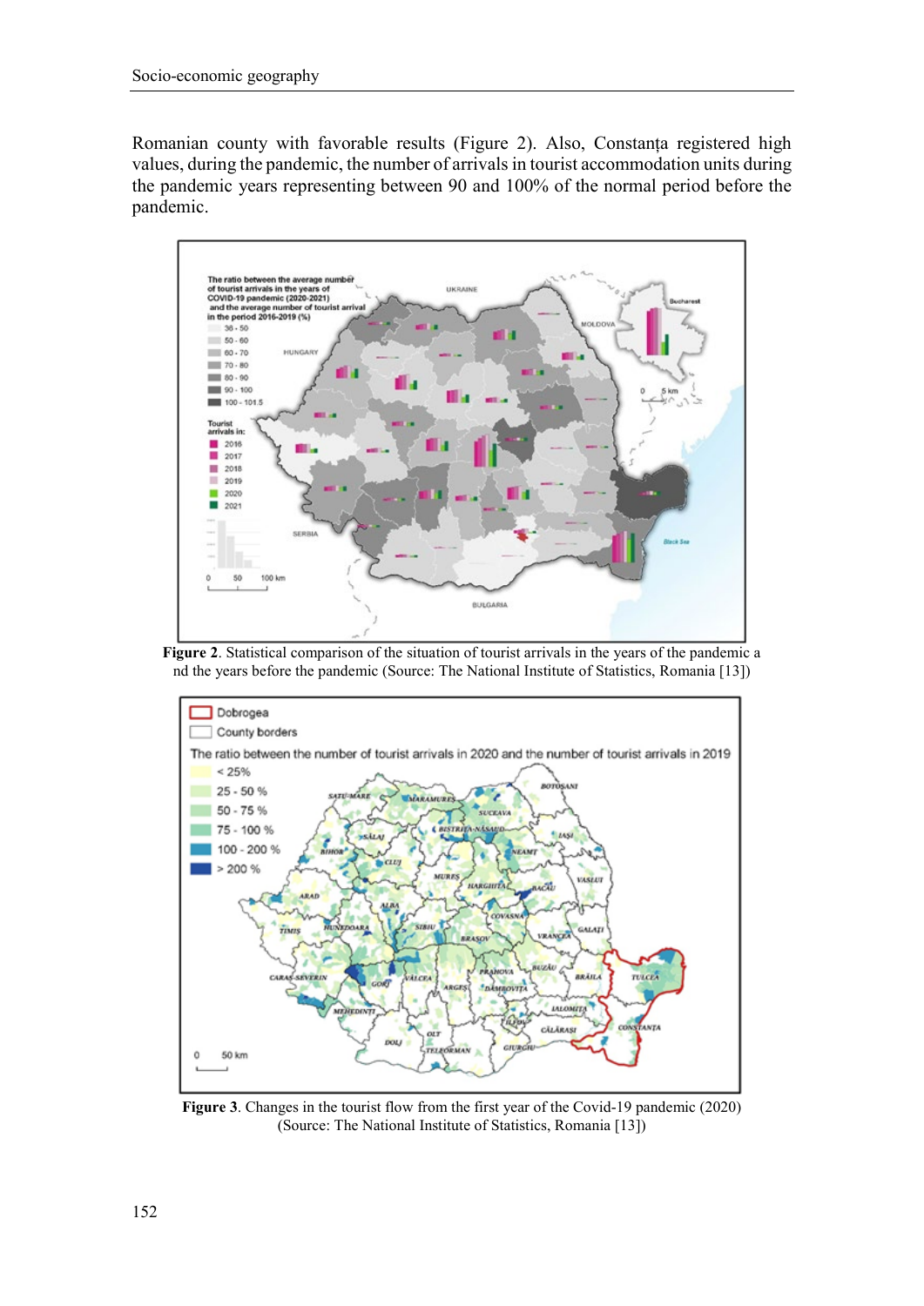Romanian county with favorable results (Figure 2). Also, Constanța registered high values, during the pandemic, the number of arrivals in tourist accommodation units during the pandemic years representing between 90 and 100% of the normal period before the pandemic.

**Figure 2**. Statistical comparison of the situation of tourist arrivals in the years of the pandemic a nd the years before the pandemic (Source: The National Institute of Statistics, Romania [13])

**Figure 3**. Changes in the tourist flow from the first year of the Covid-19 pandemic (2020) (Source: The National Institute of Statistics, Romania [13])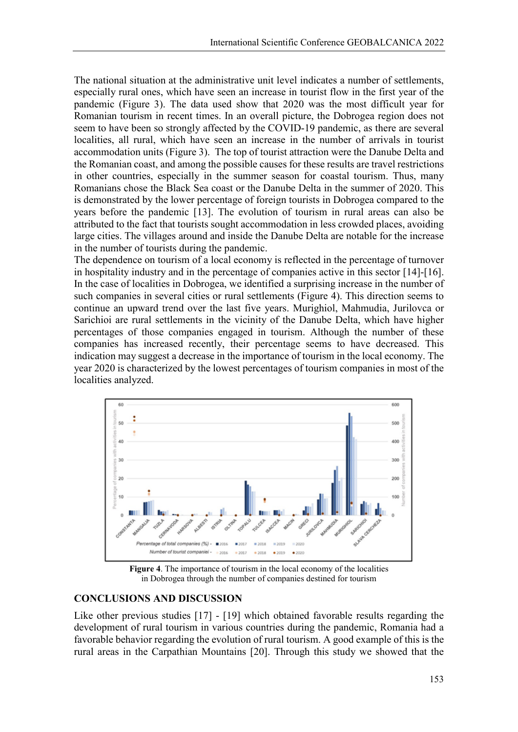The national situation at the administrative unit level indicates a number of settlements, especially rural ones, which have seen an increase in tourist flow in the first year of the pandemic (Figure 3). The data used show that 2020 was the most difficult year for Romanian tourism in recent times. In an overall picture, the Dobrogea region does not seem to have been so strongly affected by the COVID-19 pandemic, as there are several localities, all rural, which have seen an increase in the number of arrivals in tourist accommodation units (Figure 3). The top of tourist attraction were the Danube Delta and the Romanian coast, and among the possible causes for these results are travel restrictions in other countries, especially in the summer season for coastal tourism. Thus, many Romanians chose the Black Sea coast or the Danube Delta in the summer of 2020. This is demonstrated by the lower percentage of foreign tourists in Dobrogea compared to the years before the pandemic [13]. The evolution of tourism in rural areas can also be attributed to the fact that tourists sought accommodation in less crowded places, avoiding large cities. The villages around and inside the Danube Delta are notable for the increase in the number of tourists during the pandemic.

The dependence on tourism of a local economy is reflected in the percentage of turnover in hospitality industry and in the percentage of companies active in this sector [14]-[16]. In the case of localities in Dobrogea, we identified a surprising increase in the number of such companies in several cities or rural settlements (Figure 4). This direction seems to continue an upward trend over the last five years. Murighiol, Mahmudia, Jurilovca or Sarichioi are rural settlements in the vicinity of the Danube Delta, which have higher percentages of those companies engaged in tourism. Although the number of these companies has increased recently, their percentage seems to have decreased. This indication may suggest a decrease in the importance of tourism in the local economy. The year 2020 is characterized by the lowest percentages of tourism companies in most of the localities analyzed.

**Figure 4**. The importance of tourism in the local economy of the localities in Dobrogea through the number of companies destined for tourism

## CONCLUSIONS AND DISCUSSION

Like other previous studies [17] - [19] which obtained favorable results regarding the development of rural tourism in various countries during the pandemic, Romania had a favorable behavior regarding the evolution of rural tourism. A good example of this is the rural areas in the Carpathian Mountains [20]. Through this study we showed that the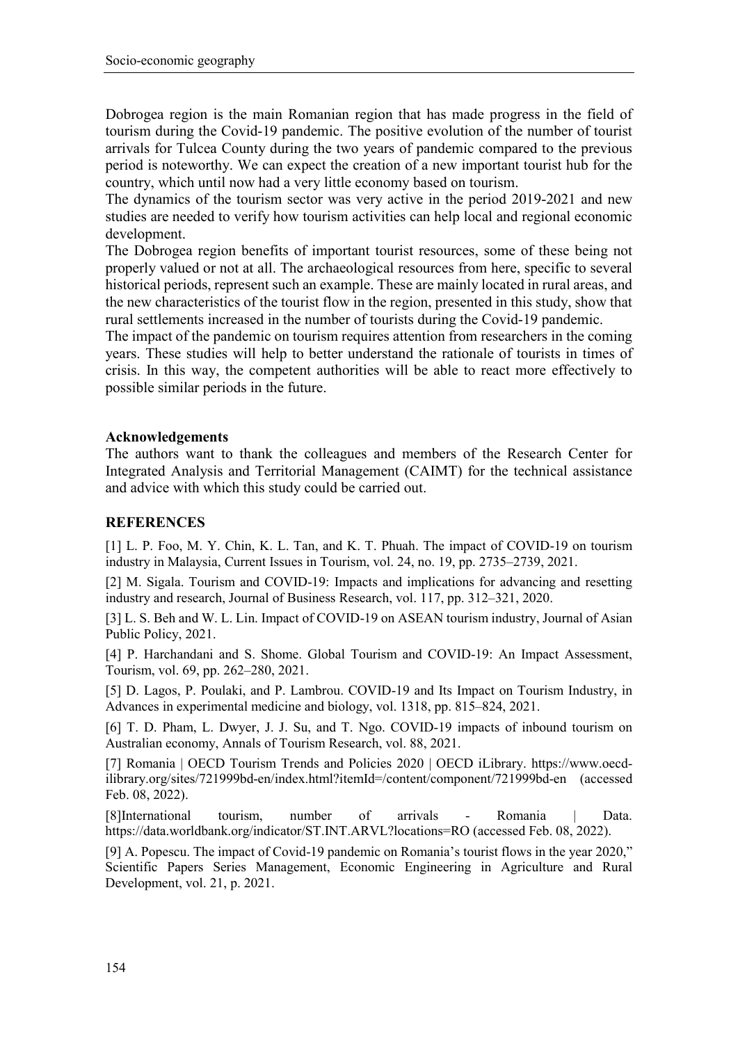Dobrogea region is the main Romanian region that has made progress in the field of tourism during the Covid-19 pandemic. The positive evolution of the number of tourist arrivals for Tulcea County during the two years of pandemic compared to the previous period is noteworthy. We can expect the creation of a new important tourist hub for the country, which until now had a very little economy based on tourism.

The dynamics of the tourism sector was very active in the period 2019-2021 and new studies are needed to verify how tourism activities can help local and regional economic development.

The Dobrogea region benefits of important tourist resources, some of these being not properly valued or not at all. The archaeological resources from here, specific to several historical periods, represent such an example. These are mainly located in rural areas, and the new characteristics of the tourist flow in the region, presented in this study, show that rural settlements increased in the number of tourists during the Covid-19 pandemic.

The impact of the pandemic on tourism requires attention from researchers in the coming years. These studies will help to better understand the rationale of tourists in times of crisis. In this way, the competent authorities will be able to react more effectively to possible similar periods in the future.

### Acknowledgements

The authors want to thank the colleagues and members of the Research Center for Integrated Analysis and Territorial Management (CAIMT) for the technical assistance and advice with which this study could be carried out.

## REFERENCES

[1] L. P. Foo, M. Y. Chin, K. L. Tan, and K. T. Phuah. The impact of COVID-19 on tourism industry in Malaysia, Current Issues in Tourism, vol. 24, no. 19, pp. 2735–2739, 2021.

[2] M. Sigala. Tourism and COVID-19: Impacts and implications for advancing and resetting industry and research, Journal of Business Research, vol. 117, pp. 312–321, 2020.

[3] L. S. Beh and W. L. Lin. Impact of COVID-19 on ASEAN tourism industry, Journal of Asian Public Policy, 2021.

[4] P. Harchandani and S. Shome. Global Tourism and COVID-19: An Impact Assessment, Tourism, vol. 69, pp. 262–280, 2021.

[5] D. Lagos, P. Poulaki, and P. Lambrou. COVID-19 and Its Impact on Tourism Industry, in Advances in experimental medicine and biology, vol. 1318, pp. 815–824, 2021.

[6] T. D. Pham, L. Dwyer, J. J. Su, and T. Ngo. COVID-19 impacts of inbound tourism on Australian economy, Annals of Tourism Research, vol. 88, 2021.

[7] Romania | OECD Tourism Trends and Policies 2020 | OECD iLibrary. https://www.oecd-ilibrary.org/sites/721999bd-en/index.html?itemId=/content/component/721999bd-en (accessed Feb. 08, 2022).

[8]International tourism, number of arrivals - Romania | Data. https://data.worldbank.org/indicator/ST.INT.ARVL?locations=RO (accessed Feb. 08, 2022).

[9] A. Popescu. The impact of Covid-19 pandemic on Romania's tourist flows in the year 2020," Scientific Papers Series Management, Economic Engineering in Agriculture and Rural Development, vol. 21, p. 2021.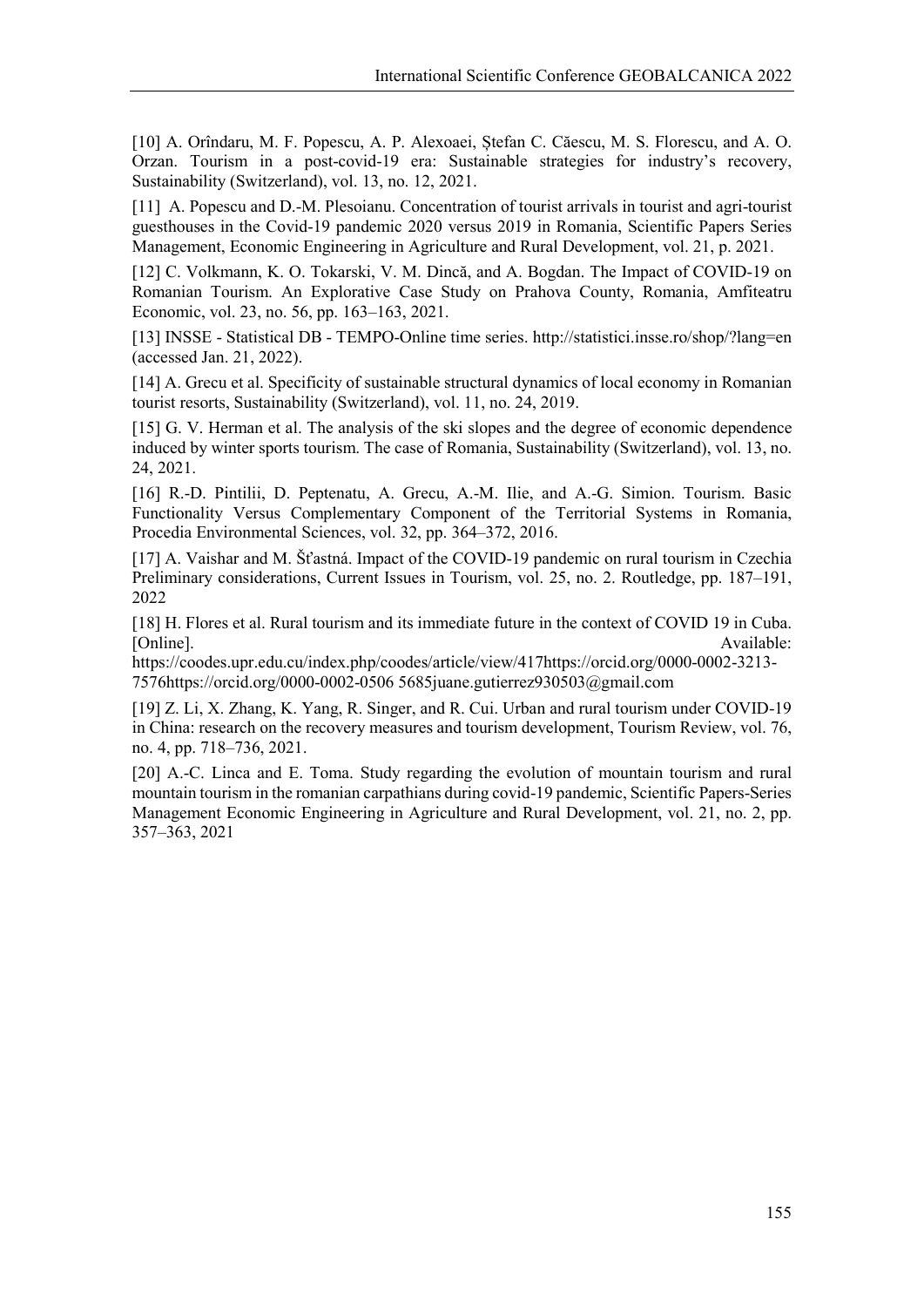[10] A. Orîndaru, M. F. Popescu, A. P. Alexoaei, Ștefan C. Căescu, M. S. Florescu, and A. O. Orzan. Tourism in a post-covid-19 era: Sustainable strategies for industry's recovery, Sustainability (Switzerland), vol. 13, no. 12, 2021.

[11] A. Popescu and D.-M. Plesoianu. Concentration of tourist arrivals in tourist and agri-tourist guesthouses in the Covid-19 pandemic 2020 versus 2019 in Romania, Scientific Papers Series Management, Economic Engineering in Agriculture and Rural Development, vol. 21, p. 2021.

[12] C. Volkmann, K. O. Tokarski, V. M. Dincă, and A. Bogdan. The Impact of COVID-19 on Romanian Tourism. An Explorative Case Study on Prahova County, Romania, Amfiteatru Economic, vol. 23, no. 56, pp. 163–163, 2021.

[13] INSSE - Statistical DB - TEMPO-Online time series. http://statistici.insse.ro/shop/?lang=en (accessed Jan. 21, 2022).

[14] A. Grecu et al. Specificity of sustainable structural dynamics of local economy in Romanian tourist resorts, Sustainability (Switzerland), vol. 11, no. 24, 2019.

[15] G. V. Herman et al. The analysis of the ski slopes and the degree of economic dependence induced by winter sports tourism. The case of Romania, Sustainability (Switzerland), vol. 13, no. 24, 2021.

[16] R.-D. Pintilii, D. Peptenatu, A. Grecu, A.-M. Ilie, and A.-G. Simion. Tourism. Basic Functionality Versus Complementary Component of the Territorial Systems in Romania, Procedia Environmental Sciences, vol. 32, pp. 364–372, 2016.

[17] A. Vaishar and M. Šťastná. Impact of the COVID-19 pandemic on rural tourism in Czechia Preliminary considerations, Current Issues in Tourism, vol. 25, no. 2. Routledge, pp. 187–191, 2022

[18] H. Flores et al. Rural tourism and its immediate future in the context of COVID 19 in Cuba. [Online]. Available: https://coodes.upr.edu.cu/index.php/coodes/article/view/417https://orcid.org/0000-0002-3213-7576https://orcid.org/0000-0002-0506 5685juane.gutierrez930503@gmail.com

[19] Z. Li, X. Zhang, K. Yang, R. Singer, and R. Cui. Urban and rural tourism under COVID-19 in China: research on the recovery measures and tourism development, Tourism Review, vol. 76, no. 4, pp. 718–736, 2021.

[20] A.-C. Linca and E. Toma. Study regarding the evolution of mountain tourism and rural mountain tourism in the romanian carpathians during covid-19 pandemic, Scientific Papers-Series Management Economic Engineering in Agriculture and Rural Development, vol. 21, no. 2, pp. 357–363, 2021